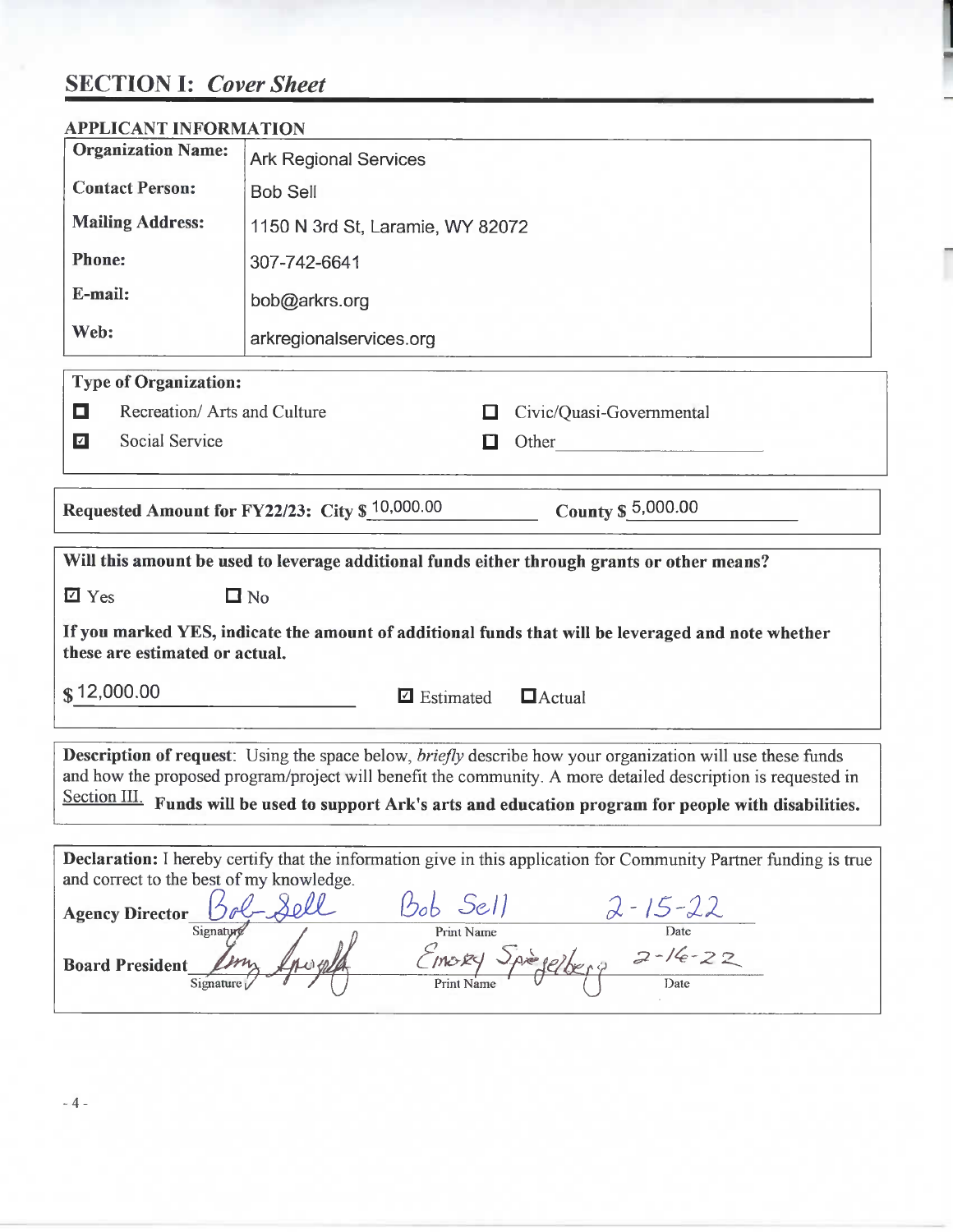## SECTION I: *Cover Sheet*

### APPLICANT INFORMATION

| | |
|---|---|
| **Organization Name:** | Ark Regional Services |
| **Contact Person:** | Bob Sell |
| **Mailing Address:** | 1150 N 3rd St, Laramie, WY 82072 |
| **Phone:** | 307-742-6641 |
| **E-mail:** | bob@arkrs.org |
| **Web:** | arkregionalservices.org |

**Type of Organization:**

- ☐ Recreation/ Arts and Culture
- ☑ Social Service
- ☐ Civic/Quasi-Governmental
- ☐ Other ____________________

**Requested Amount for FY22/23: City $** 10,000.00 **County $** 5,000.00

**Will this amount be used to leverage additional funds either through grants or other means?**

☑ Yes ☐ No

**If you marked YES, indicate the amount of additional funds that will be leveraged and note whether these are estimated or actual.**

$ 12,000.00 ☑ Estimated ☐ Actual

**Description of request**: Using the space below, *briefly* describe how your organization will use these funds and how the proposed program/project will benefit the community. A more detailed description is requested in Section III. **Funds will be used to support Ark's arts and education program for people with disabilities.**

**Declaration:** I hereby certify that the information give in this application for Community Partner funding is true and correct to the best of my knowledge.

| | Signature | Print Name | Date |
|---|---|---|---|
| **Agency Director** | Bob Sell | Bob Sell | 2-15-22 |
| **Board President** | [signature] | Emory Spiegelberg | 2-16-22 |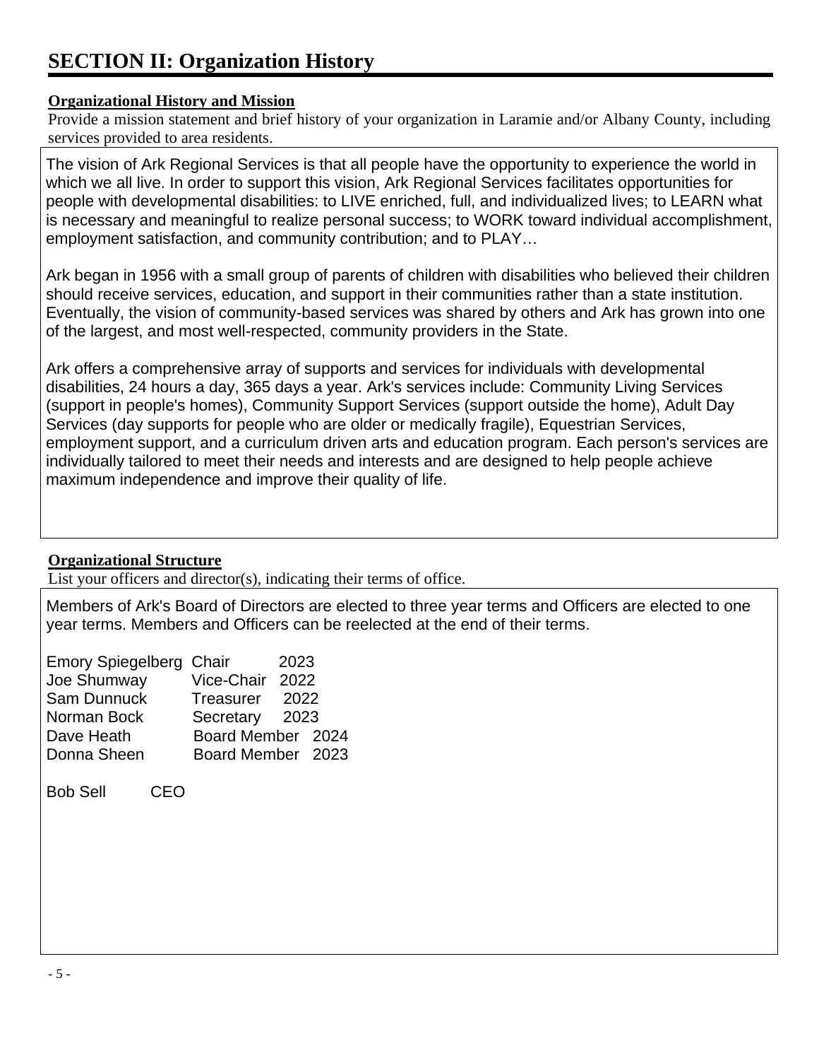## SECTION II: Organization History

**Organizational History and Mission**

Provide a mission statement and brief history of your organization in Laramie and/or Albany County, including services provided to area residents.

The vision of Ark Regional Services is that all people have the opportunity to experience the world in which we all live. In order to support this vision, Ark Regional Services facilitates opportunities for people with developmental disabilities: to LIVE enriched, full, and individualized lives; to LEARN what is necessary and meaningful to realize personal success; to WORK toward individual accomplishment, employment satisfaction, and community contribution; and to PLAY…

Ark began in 1956 with a small group of parents of children with disabilities who believed their children should receive services, education, and support in their communities rather than a state institution. Eventually, the vision of community-based services was shared by others and Ark has grown into one of the largest, and most well-respected, community providers in the State.

Ark offers a comprehensive array of supports and services for individuals with developmental disabilities, 24 hours a day, 365 days a year. Ark's services include: Community Living Services (support in people's homes), Community Support Services (support outside the home), Adult Day Services (day supports for people who are older or medically fragile), Equestrian Services, employment support, and a curriculum driven arts and education program. Each person's services are individually tailored to meet their needs and interests and are designed to help people achieve maximum independence and improve their quality of life.

**Organizational Structure**

List your officers and director(s), indicating their terms of office.

Members of Ark's Board of Directors are elected to three year terms and Officers are elected to one year terms. Members and Officers can be reelected at the end of their terms.

| Name | Position | Term |
|---|---|---|
| Emory Spiegelberg | Chair | 2023 |
| Joe Shumway | Vice-Chair | 2022 |
| Sam Dunnuck | Treasurer | 2022 |
| Norman Bock | Secretary | 2023 |
| Dave Heath | Board Member | 2024 |
| Donna Sheen | Board Member | 2023 |

Bob Sell CEO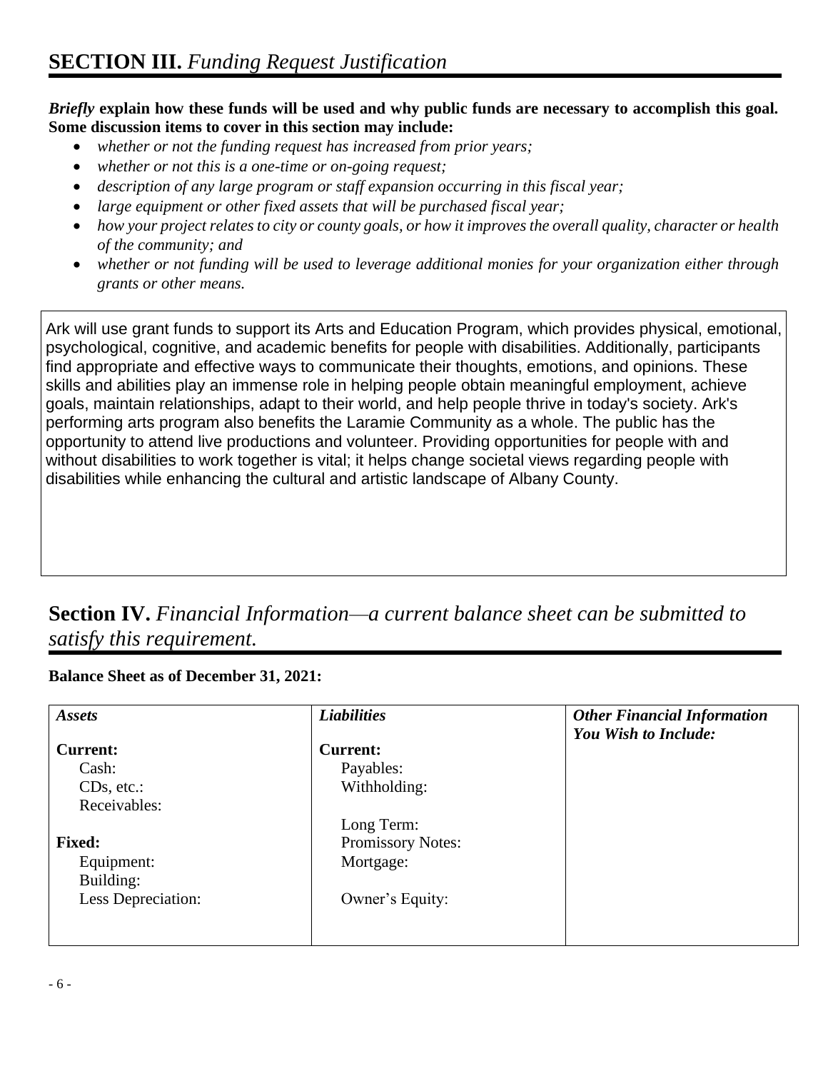## **SECTION III.** *Funding Request Justification*

***Briefly*** **explain how these funds will be used and why public funds are necessary to accomplish this goal. Some discussion items to cover in this section may include:**

- *whether or not the funding request has increased from prior years;*
- *whether or not this is a one-time or on-going request;*
- *description of any large program or staff expansion occurring in this fiscal year;*
- *large equipment or other fixed assets that will be purchased fiscal year;*
- *how your project relates to city or county goals, or how it improves the overall quality, character or health of the community; and*
- *whether or not funding will be used to leverage additional monies for your organization either through grants or other means.*

Ark will use grant funds to support its Arts and Education Program, which provides physical, emotional, psychological, cognitive, and academic benefits for people with disabilities. Additionally, participants find appropriate and effective ways to communicate their thoughts, emotions, and opinions. These skills and abilities play an immense role in helping people obtain meaningful employment, achieve goals, maintain relationships, adapt to their world, and help people thrive in today's society. Ark's performing arts program also benefits the Laramie Community as a whole. The public has the opportunity to attend live productions and volunteer. Providing opportunities for people with and without disabilities to work together is vital; it helps change societal views regarding people with disabilities while enhancing the cultural and artistic landscape of Albany County.

## **Section IV.** *Financial Information—a current balance sheet can be submitted to satisfy this requirement.*

**Balance Sheet as of December 31, 2021:**

| *Assets* | *Liabilities* | *Other Financial Information You Wish to Include:* |
|---|---|---|
| **Current:** | **Current:** | |
| Cash: | Payables: | |
| CDs, etc.: | Withholding: | |
| Receivables: | | |
| | Long Term: | |
| **Fixed:** | Promissory Notes: | |
| Equipment: | Mortgage: | |
| Building: | | |
| Less Depreciation: | Owner's Equity: | |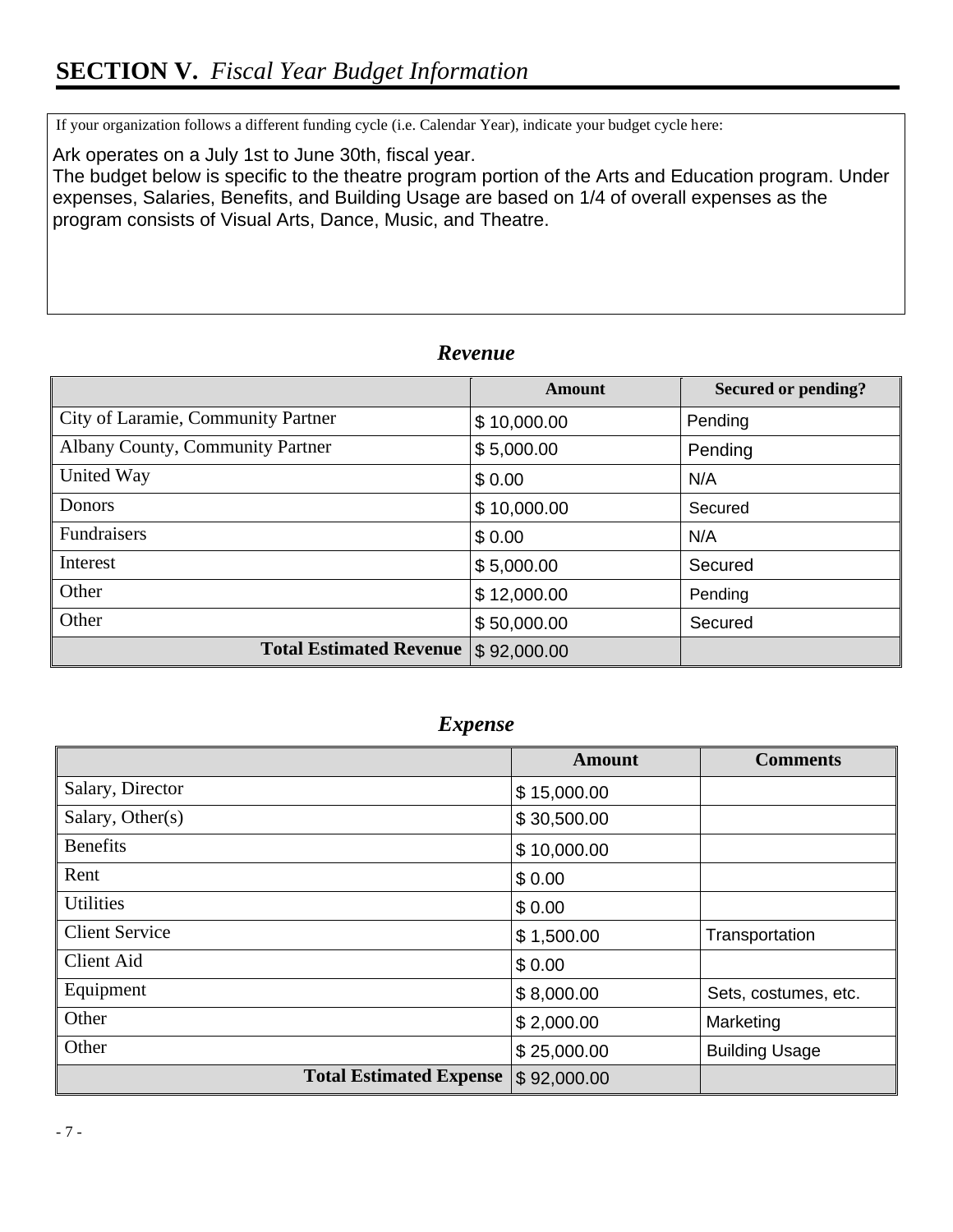## **SECTION V.** *Fiscal Year Budget Information*

If your organization follows a different funding cycle (i.e. Calendar Year), indicate your budget cycle here:

Ark operates on a July 1st to June 30th, fiscal year.
The budget below is specific to the theatre program portion of the Arts and Education program. Under expenses, Salaries, Benefits, and Building Usage are based on 1/4 of overall expenses as the program consists of Visual Arts, Dance, Music, and Theatre.

### *Revenue*

| | Amount | Secured or pending? |
|---|---|---|
| City of Laramie, Community Partner | $ 10,000.00 | Pending |
| Albany County, Community Partner | $ 5,000.00 | Pending |
| United Way | $ 0.00 | N/A |
| Donors | $ 10,000.00 | Secured |
| Fundraisers | $ 0.00 | N/A |
| Interest | $ 5,000.00 | Secured |
| Other | $ 12,000.00 | Pending |
| Other | $ 50,000.00 | Secured |
| **Total Estimated Revenue** | $ 92,000.00 | |

### *Expense*

| | Amount | Comments |
|---|---|---|
| Salary, Director | $ 15,000.00 | |
| Salary, Other(s) | $ 30,500.00 | |
| Benefits | $ 10,000.00 | |
| Rent | $ 0.00 | |
| Utilities | $ 0.00 | |
| Client Service | $ 1,500.00 | Transportation |
| Client Aid | $ 0.00 | |
| Equipment | $ 8,000.00 | Sets, costumes, etc. |
| Other | $ 2,000.00 | Marketing |
| Other | $ 25,000.00 | Building Usage |
| **Total Estimated Expense** | $ 92,000.00 | |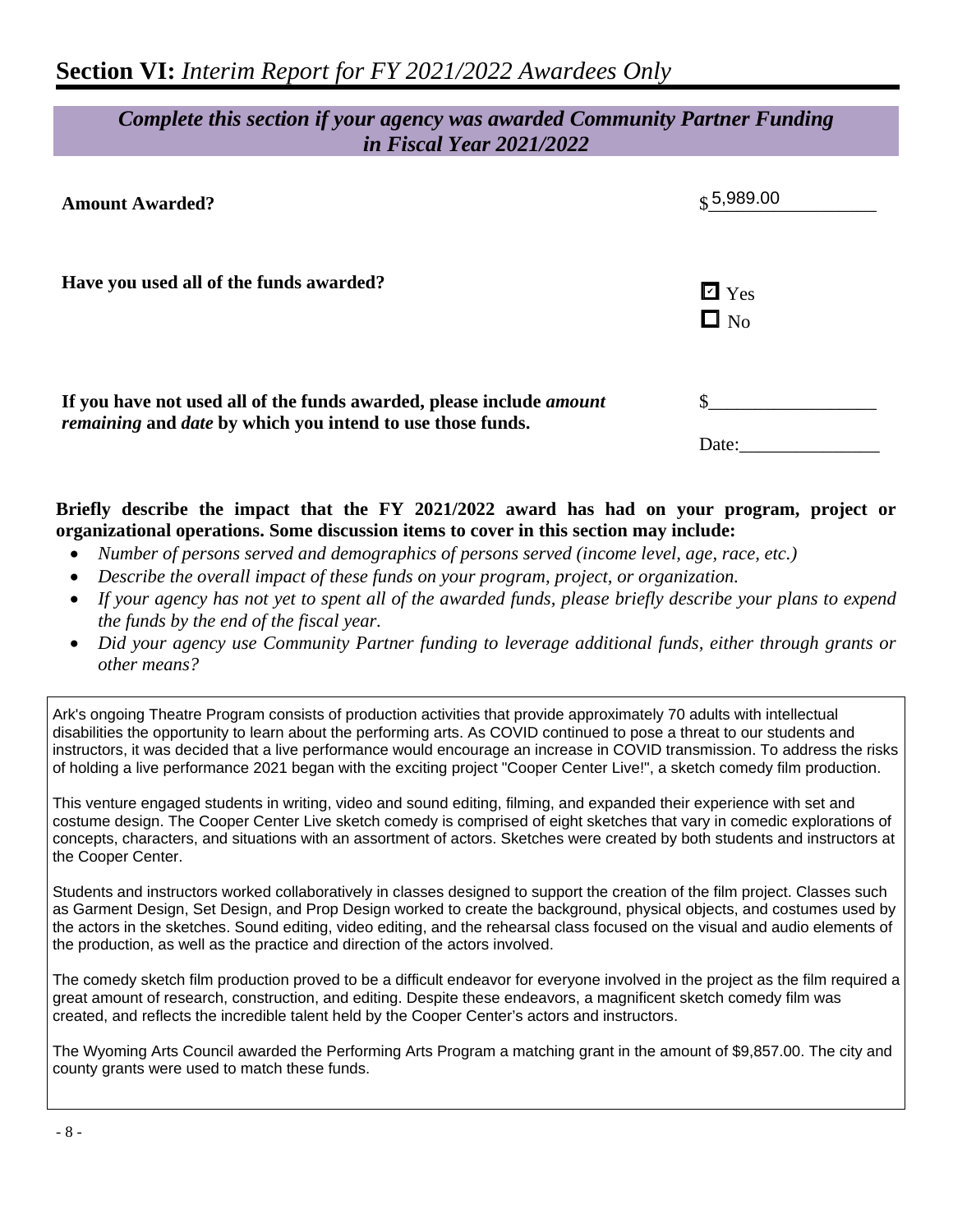## **Section VI:** *Interim Report for FY 2021/2022 Awardees Only*

***Complete this section if your agency was awarded Community Partner Funding in Fiscal Year 2021/2022***

**Amount Awarded?** $5,989.00

**Have you used all of the funds awarded?**

- [x] Yes
- [ ] No

**If you have not used all of the funds awarded, please include *amount remaining* and *date* by which you intend to use those funds.**

$__________________

Date:_______________

**Briefly describe the impact that the FY 2021/2022 award has had on your program, project or organizational operations. Some discussion items to cover in this section may include:**

- *Number of persons served and demographics of persons served (income level, age, race, etc.)*
- *Describe the overall impact of these funds on your program, project, or organization.*
- *If your agency has not yet to spent all of the awarded funds, please briefly describe your plans to expend the funds by the end of the fiscal year.*
- *Did your agency use Community Partner funding to leverage additional funds, either through grants or other means?*

Ark's ongoing Theatre Program consists of production activities that provide approximately 70 adults with intellectual disabilities the opportunity to learn about the performing arts. As COVID continued to pose a threat to our students and instructors, it was decided that a live performance would encourage an increase in COVID transmission. To address the risks of holding a live performance 2021 began with the exciting project "Cooper Center Live!", a sketch comedy film production.

This venture engaged students in writing, video and sound editing, filming, and expanded their experience with set and costume design. The Cooper Center Live sketch comedy is comprised of eight sketches that vary in comedic explorations of concepts, characters, and situations with an assortment of actors. Sketches were created by both students and instructors at the Cooper Center.

Students and instructors worked collaboratively in classes designed to support the creation of the film project. Classes such as Garment Design, Set Design, and Prop Design worked to create the background, physical objects, and costumes used by the actors in the sketches. Sound editing, video editing, and the rehearsal class focused on the visual and audio elements of the production, as well as the practice and direction of the actors involved.

The comedy sketch film production proved to be a difficult endeavor for everyone involved in the project as the film required a great amount of research, construction, and editing. Despite these endeavors, a magnificent sketch comedy film was created, and reflects the incredible talent held by the Cooper Center's actors and instructors.

The Wyoming Arts Council awarded the Performing Arts Program a matching grant in the amount of $9,857.00. The city and county grants were used to match these funds.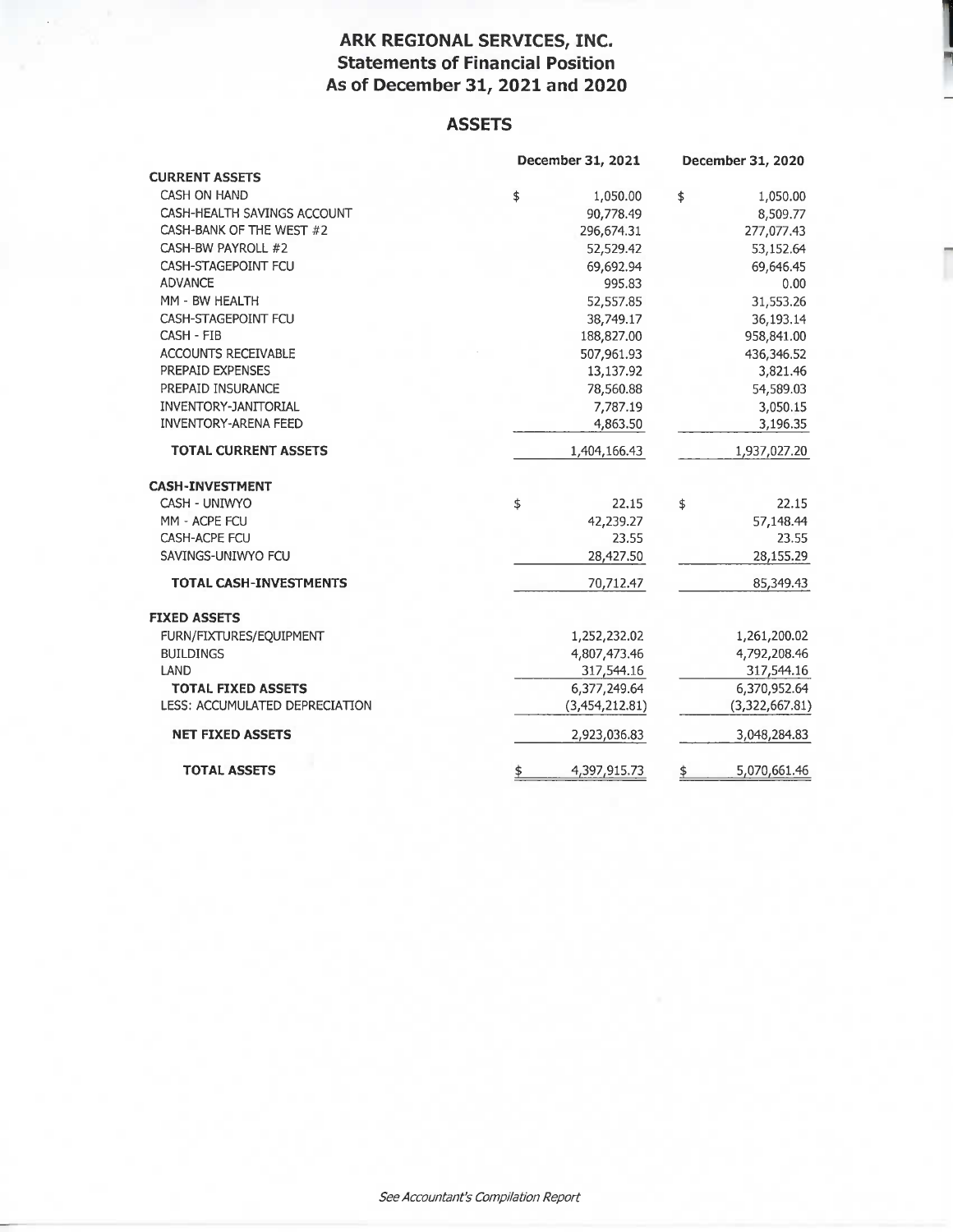# ARK REGIONAL SERVICES, INC.
## Statements of Financial Position
## As of December 31, 2021 and 2020

### ASSETS

| | December 31, 2021 | December 31, 2020 |
|---|---|---|
| **CURRENT ASSETS** | | |
| CASH ON HAND | $ 1,050.00 | $ 1,050.00 |
| CASH-HEALTH SAVINGS ACCOUNT | 90,778.49 | 8,509.77 |
| CASH-BANK OF THE WEST #2 | 296,674.31 | 277,077.43 |
| CASH-BW PAYROLL #2 | 52,529.42 | 53,152.64 |
| CASH-STAGEPOINT FCU | 69,692.94 | 69,646.45 |
| ADVANCE | 995.83 | 0.00 |
| MM - BW HEALTH | 52,557.85 | 31,553.26 |
| CASH-STAGEPOINT FCU | 38,749.17 | 36,193.14 |
| CASH - FIB | 188,827.00 | 958,841.00 |
| ACCOUNTS RECEIVABLE | 507,961.93 | 436,346.52 |
| PREPAID EXPENSES | 13,137.92 | 3,821.46 |
| PREPAID INSURANCE | 78,560.88 | 54,589.03 |
| INVENTORY-JANITORIAL | 7,787.19 | 3,050.15 |
| INVENTORY-ARENA FEED | 4,863.50 | 3,196.35 |
| **TOTAL CURRENT ASSETS** | 1,404,166.43 | 1,937,027.20 |
| **CASH-INVESTMENT** | | |
| CASH - UNIWYO | $ 22.15 | $ 22.15 |
| MM - ACPE FCU | 42,239.27 | 57,148.44 |
| CASH-ACPE FCU | 23.55 | 23.55 |
| SAVINGS-UNIWYO FCU | 28,427.50 | 28,155.29 |
| **TOTAL CASH-INVESTMENTS** | 70,712.47 | 85,349.43 |
| **FIXED ASSETS** | | |
| FURN/FIXTURES/EQUIPMENT | 1,252,232.02 | 1,261,200.02 |
| BUILDINGS | 4,807,473.46 | 4,792,208.46 |
| LAND | 317,544.16 | 317,544.16 |
| **TOTAL FIXED ASSETS** | 6,377,249.64 | 6,370,952.64 |
| LESS: ACCUMULATED DEPRECIATION | (3,454,212.81) | (3,322,667.81) |
| **NET FIXED ASSETS** | 2,923,036.83 | 3,048,284.83 |
| **TOTAL ASSETS** | $ 4,397,915.73 | $ 5,070,661.46 |

*See Accountant's Compilation Report*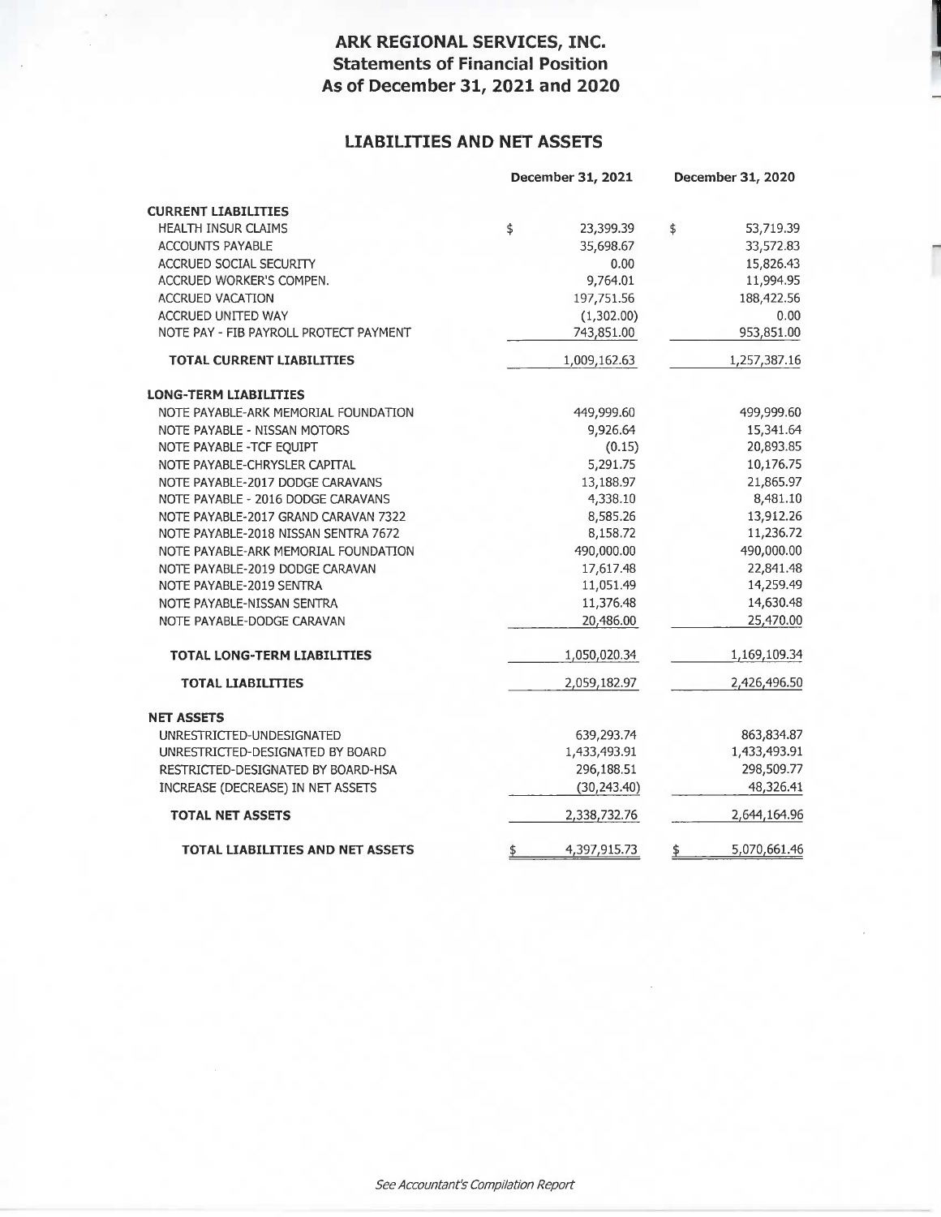# ARK REGIONAL SERVICES, INC.
## Statements of Financial Position
## As of December 31, 2021 and 2020

### LIABILITIES AND NET ASSETS

| | December 31, 2021 | December 31, 2020 |
|---|---|---|
| **CURRENT LIABILITIES** | | |
| HEALTH INSUR CLAIMS | $ 23,399.39 | $ 53,719.39 |
| ACCOUNTS PAYABLE | 35,698.67 | 33,572.83 |
| ACCRUED SOCIAL SECURITY | 0.00 | 15,826.43 |
| ACCRUED WORKER'S COMPEN. | 9,764.01 | 11,994.95 |
| ACCRUED VACATION | 197,751.56 | 188,422.56 |
| ACCRUED UNITED WAY | (1,302.00) | 0.00 |
| NOTE PAY - FIB PAYROLL PROTECT PAYMENT | 743,851.00 | 953,851.00 |
| **TOTAL CURRENT LIABILITIES** | 1,009,162.63 | 1,257,387.16 |
| **LONG-TERM LIABILITIES** | | |
| NOTE PAYABLE-ARK MEMORIAL FOUNDATION | 449,999.60 | 499,999.60 |
| NOTE PAYABLE - NISSAN MOTORS | 9,926.64 | 15,341.64 |
| NOTE PAYABLE -TCF EQUIPT | (0.15) | 20,893.85 |
| NOTE PAYABLE-CHRYSLER CAPITAL | 5,291.75 | 10,176.75 |
| NOTE PAYABLE-2017 DODGE CARAVANS | 13,188.97 | 21,865.97 |
| NOTE PAYABLE - 2016 DODGE CARAVANS | 4,338.10 | 8,481.10 |
| NOTE PAYABLE-2017 GRAND CARAVAN 7322 | 8,585.26 | 13,912.26 |
| NOTE PAYABLE-2018 NISSAN SENTRA 7672 | 8,158.72 | 11,236.72 |
| NOTE PAYABLE-ARK MEMORIAL FOUNDATION | 490,000.00 | 490,000.00 |
| NOTE PAYABLE-2019 DODGE CARAVAN | 17,617.48 | 22,841.48 |
| NOTE PAYABLE-2019 SENTRA | 11,051.49 | 14,259.49 |
| NOTE PAYABLE-NISSAN SENTRA | 11,376.48 | 14,630.48 |
| NOTE PAYABLE-DODGE CARAVAN | 20,486.00 | 25,470.00 |
| **TOTAL LONG-TERM LIABILITIES** | 1,050,020.34 | 1,169,109.34 |
| **TOTAL LIABILITIES** | 2,059,182.97 | 2,426,496.50 |
| **NET ASSETS** | | |
| UNRESTRICTED-UNDESIGNATED | 639,293.74 | 863,834.87 |
| UNRESTRICTED-DESIGNATED BY BOARD | 1,433,493.91 | 1,433,493.91 |
| RESTRICTED-DESIGNATED BY BOARD-HSA | 296,188.51 | 298,509.77 |
| INCREASE (DECREASE) IN NET ASSETS | (30,243.40) | 48,326.41 |
| **TOTAL NET ASSETS** | 2,338,732.76 | 2,644,164.96 |
| **TOTAL LIABILITIES AND NET ASSETS** | $ 4,397,915.73 | $ 5,070,661.46 |

*See Accountant's Compilation Report*